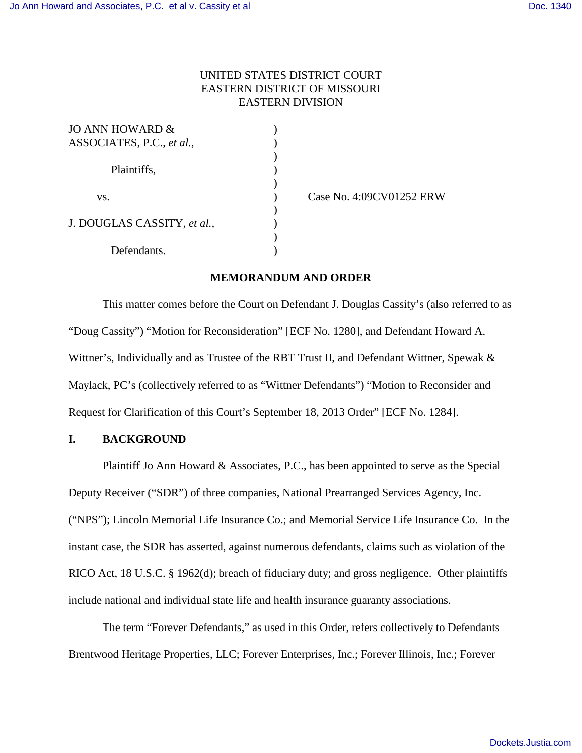UNITED STATES DISTRICT COURT
EASTERN DISTRICT OF MISSOURI
EASTERN DIVISION

JO ANN HOWARD & ASSOCIATES, P.C., *et al.*,

Plaintiffs,

vs.

J. DOUGLAS CASSITY, *et al.*,

Defendants.

Case No. 4:09CV01252 ERW

## MEMORANDUM AND ORDER

This matter comes before the Court on Defendant J. Douglas Cassity's (also referred to as "Doug Cassity") "Motion for Reconsideration" [ECF No. 1280], and Defendant Howard A. Wittner's, Individually and as Trustee of the RBT Trust II, and Defendant Wittner, Spewak & Maylack, PC's (collectively referred to as "Wittner Defendants") "Motion to Reconsider and Request for Clarification of this Court's September 18, 2013 Order" [ECF No. 1284].

## I. BACKGROUND

Plaintiff Jo Ann Howard & Associates, P.C., has been appointed to serve as the Special Deputy Receiver ("SDR") of three companies, National Prearranged Services Agency, Inc. ("NPS"); Lincoln Memorial Life Insurance Co.; and Memorial Service Life Insurance Co. In the instant case, the SDR has asserted, against numerous defendants, claims such as violation of the RICO Act, 18 U.S.C. § 1962(d); breach of fiduciary duty; and gross negligence. Other plaintiffs include national and individual state life and health insurance guaranty associations.

The term "Forever Defendants," as used in this Order, refers collectively to Defendants Brentwood Heritage Properties, LLC; Forever Enterprises, Inc.; Forever Illinois, Inc.; Forever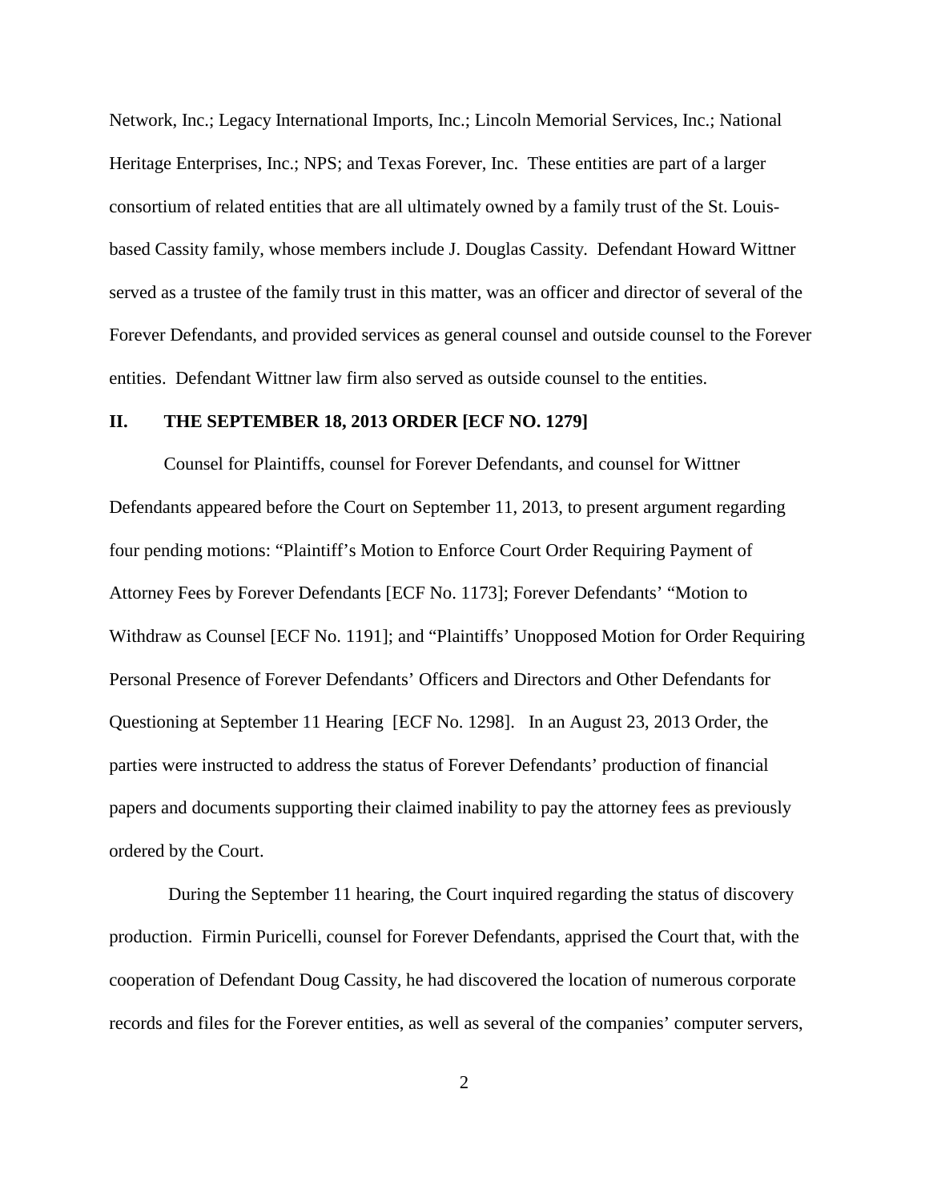Network, Inc.; Legacy International Imports, Inc.; Lincoln Memorial Services, Inc.; National Heritage Enterprises, Inc.; NPS; and Texas Forever, Inc. These entities are part of a larger consortium of related entities that are all ultimately owned by a family trust of the St. Louis-based Cassity family, whose members include J. Douglas Cassity. Defendant Howard Wittner served as a trustee of the family trust in this matter, was an officer and director of several of the Forever Defendants, and provided services as general counsel and outside counsel to the Forever entities. Defendant Wittner law firm also served as outside counsel to the entities.

## II. THE SEPTEMBER 18, 2013 ORDER [ECF NO. 1279]

Counsel for Plaintiffs, counsel for Forever Defendants, and counsel for Wittner Defendants appeared before the Court on September 11, 2013, to present argument regarding four pending motions: "Plaintiff's Motion to Enforce Court Order Requiring Payment of Attorney Fees by Forever Defendants [ECF No. 1173]; Forever Defendants' "Motion to Withdraw as Counsel [ECF No. 1191]; and "Plaintiffs' Unopposed Motion for Order Requiring Personal Presence of Forever Defendants' Officers and Directors and Other Defendants for Questioning at September 11 Hearing [ECF No. 1298]. In an August 23, 2013 Order, the parties were instructed to address the status of Forever Defendants' production of financial papers and documents supporting their claimed inability to pay the attorney fees as previously ordered by the Court.

During the September 11 hearing, the Court inquired regarding the status of discovery production. Firmin Puricelli, counsel for Forever Defendants, apprised the Court that, with the cooperation of Defendant Doug Cassity, he had discovered the location of numerous corporate records and files for the Forever entities, as well as several of the companies' computer servers,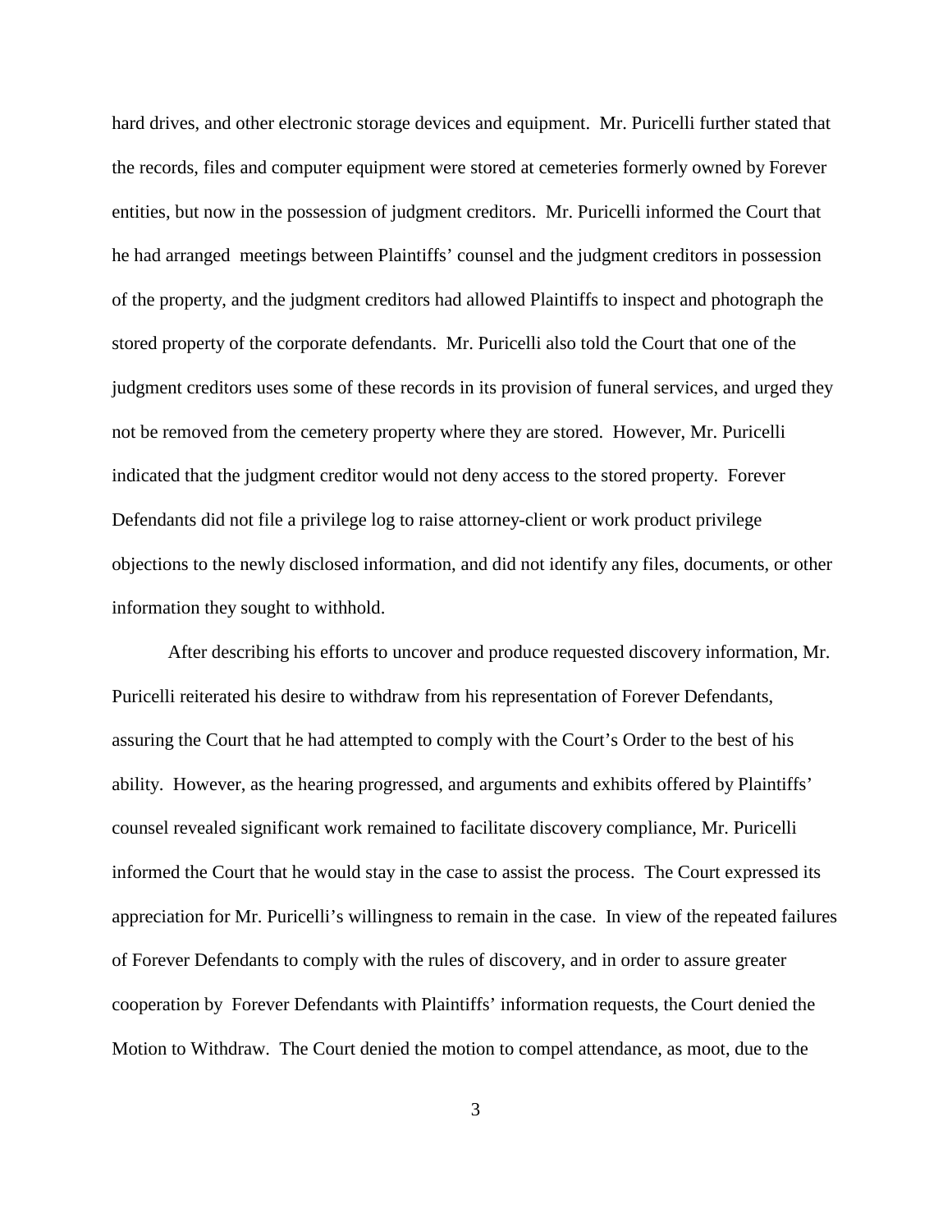hard drives, and other electronic storage devices and equipment. Mr. Puricelli further stated that the records, files and computer equipment were stored at cemeteries formerly owned by Forever entities, but now in the possession of judgment creditors. Mr. Puricelli informed the Court that he had arranged meetings between Plaintiffs' counsel and the judgment creditors in possession of the property, and the judgment creditors had allowed Plaintiffs to inspect and photograph the stored property of the corporate defendants. Mr. Puricelli also told the Court that one of the judgment creditors uses some of these records in its provision of funeral services, and urged they not be removed from the cemetery property where they are stored. However, Mr. Puricelli indicated that the judgment creditor would not deny access to the stored property. Forever Defendants did not file a privilege log to raise attorney-client or work product privilege objections to the newly disclosed information, and did not identify any files, documents, or other information they sought to withhold.

After describing his efforts to uncover and produce requested discovery information, Mr. Puricelli reiterated his desire to withdraw from his representation of Forever Defendants, assuring the Court that he had attempted to comply with the Court's Order to the best of his ability. However, as the hearing progressed, and arguments and exhibits offered by Plaintiffs' counsel revealed significant work remained to facilitate discovery compliance, Mr. Puricelli informed the Court that he would stay in the case to assist the process. The Court expressed its appreciation for Mr. Puricelli's willingness to remain in the case. In view of the repeated failures of Forever Defendants to comply with the rules of discovery, and in order to assure greater cooperation by Forever Defendants with Plaintiffs' information requests, the Court denied the Motion to Withdraw. The Court denied the motion to compel attendance, as moot, due to the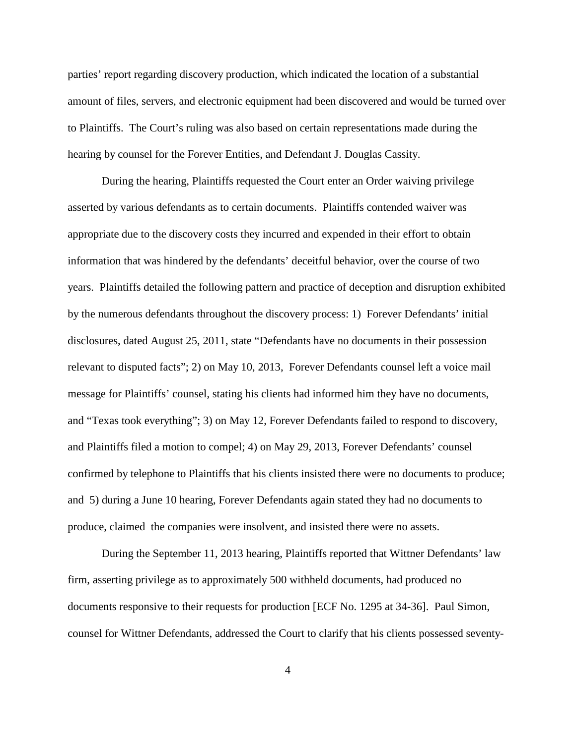parties' report regarding discovery production, which indicated the location of a substantial amount of files, servers, and electronic equipment had been discovered and would be turned over to Plaintiffs. The Court's ruling was also based on certain representations made during the hearing by counsel for the Forever Entities, and Defendant J. Douglas Cassity.

During the hearing, Plaintiffs requested the Court enter an Order waiving privilege asserted by various defendants as to certain documents. Plaintiffs contended waiver was appropriate due to the discovery costs they incurred and expended in their effort to obtain information that was hindered by the defendants' deceitful behavior, over the course of two years. Plaintiffs detailed the following pattern and practice of deception and disruption exhibited by the numerous defendants throughout the discovery process: 1) Forever Defendants' initial disclosures, dated August 25, 2011, state "Defendants have no documents in their possession relevant to disputed facts"; 2) on May 10, 2013, Forever Defendants counsel left a voice mail message for Plaintiffs' counsel, stating his clients had informed him they have no documents, and "Texas took everything"; 3) on May 12, Forever Defendants failed to respond to discovery, and Plaintiffs filed a motion to compel; 4) on May 29, 2013, Forever Defendants' counsel confirmed by telephone to Plaintiffs that his clients insisted there were no documents to produce; and 5) during a June 10 hearing, Forever Defendants again stated they had no documents to produce, claimed the companies were insolvent, and insisted there were no assets.

During the September 11, 2013 hearing, Plaintiffs reported that Wittner Defendants' law firm, asserting privilege as to approximately 500 withheld documents, had produced no documents responsive to their requests for production [ECF No. 1295 at 34-36]. Paul Simon, counsel for Wittner Defendants, addressed the Court to clarify that his clients possessed seventy-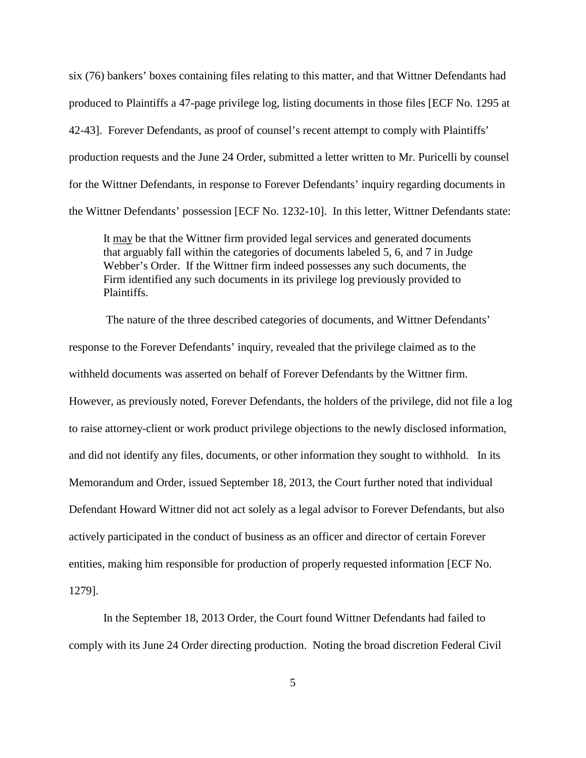six (76) bankers' boxes containing files relating to this matter, and that Wittner Defendants had produced to Plaintiffs a 47-page privilege log, listing documents in those files [ECF No. 1295 at 42-43]. Forever Defendants, as proof of counsel's recent attempt to comply with Plaintiffs' production requests and the June 24 Order, submitted a letter written to Mr. Puricelli by counsel for the Wittner Defendants, in response to Forever Defendants' inquiry regarding documents in the Wittner Defendants' possession [ECF No. 1232-10]. In this letter, Wittner Defendants state:

> It <u>may</u> be that the Wittner firm provided legal services and generated documents that arguably fall within the categories of documents labeled 5, 6, and 7 in Judge Webber's Order. If the Wittner firm indeed possesses any such documents, the Firm identified any such documents in its privilege log previously provided to Plaintiffs.

The nature of the three described categories of documents, and Wittner Defendants' response to the Forever Defendants' inquiry, revealed that the privilege claimed as to the withheld documents was asserted on behalf of Forever Defendants by the Wittner firm. However, as previously noted, Forever Defendants, the holders of the privilege, did not file a log to raise attorney-client or work product privilege objections to the newly disclosed information, and did not identify any files, documents, or other information they sought to withhold. In its Memorandum and Order, issued September 18, 2013, the Court further noted that individual Defendant Howard Wittner did not act solely as a legal advisor to Forever Defendants, but also actively participated in the conduct of business as an officer and director of certain Forever entities, making him responsible for production of properly requested information [ECF No. 1279].

In the September 18, 2013 Order, the Court found Wittner Defendants had failed to comply with its June 24 Order directing production. Noting the broad discretion Federal Civil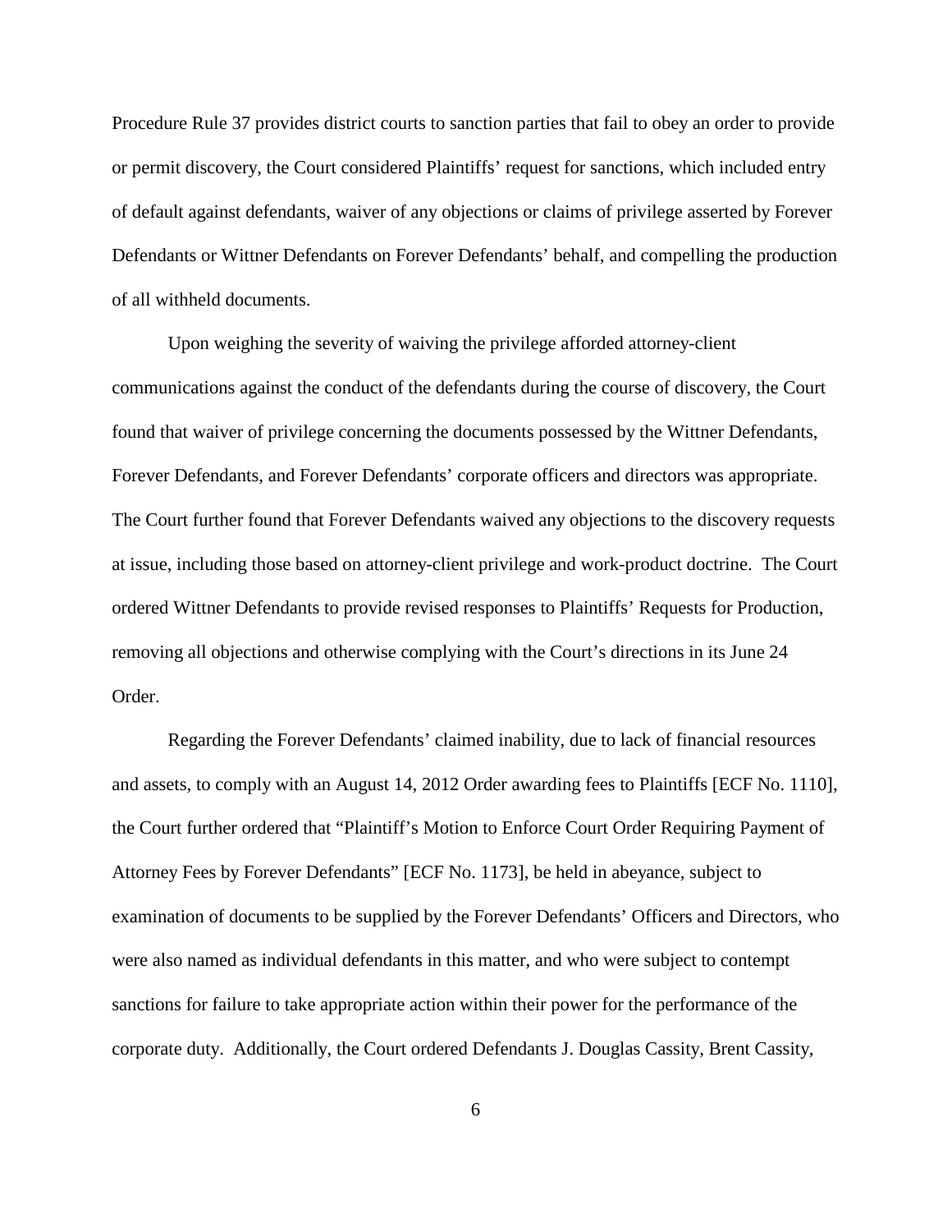Procedure Rule 37 provides district courts to sanction parties that fail to obey an order to provide or permit discovery, the Court considered Plaintiffs' request for sanctions, which included entry of default against defendants, waiver of any objections or claims of privilege asserted by Forever Defendants or Wittner Defendants on Forever Defendants' behalf, and compelling the production of all withheld documents.

Upon weighing the severity of waiving the privilege afforded attorney-client communications against the conduct of the defendants during the course of discovery, the Court found that waiver of privilege concerning the documents possessed by the Wittner Defendants, Forever Defendants, and Forever Defendants' corporate officers and directors was appropriate. The Court further found that Forever Defendants waived any objections to the discovery requests at issue, including those based on attorney-client privilege and work-product doctrine. The Court ordered Wittner Defendants to provide revised responses to Plaintiffs' Requests for Production, removing all objections and otherwise complying with the Court's directions in its June 24 Order.

Regarding the Forever Defendants' claimed inability, due to lack of financial resources and assets, to comply with an August 14, 2012 Order awarding fees to Plaintiffs [ECF No. 1110], the Court further ordered that "Plaintiff's Motion to Enforce Court Order Requiring Payment of Attorney Fees by Forever Defendants" [ECF No. 1173], be held in abeyance, subject to examination of documents to be supplied by the Forever Defendants' Officers and Directors, who were also named as individual defendants in this matter, and who were subject to contempt sanctions for failure to take appropriate action within their power for the performance of the corporate duty. Additionally, the Court ordered Defendants J. Douglas Cassity, Brent Cassity,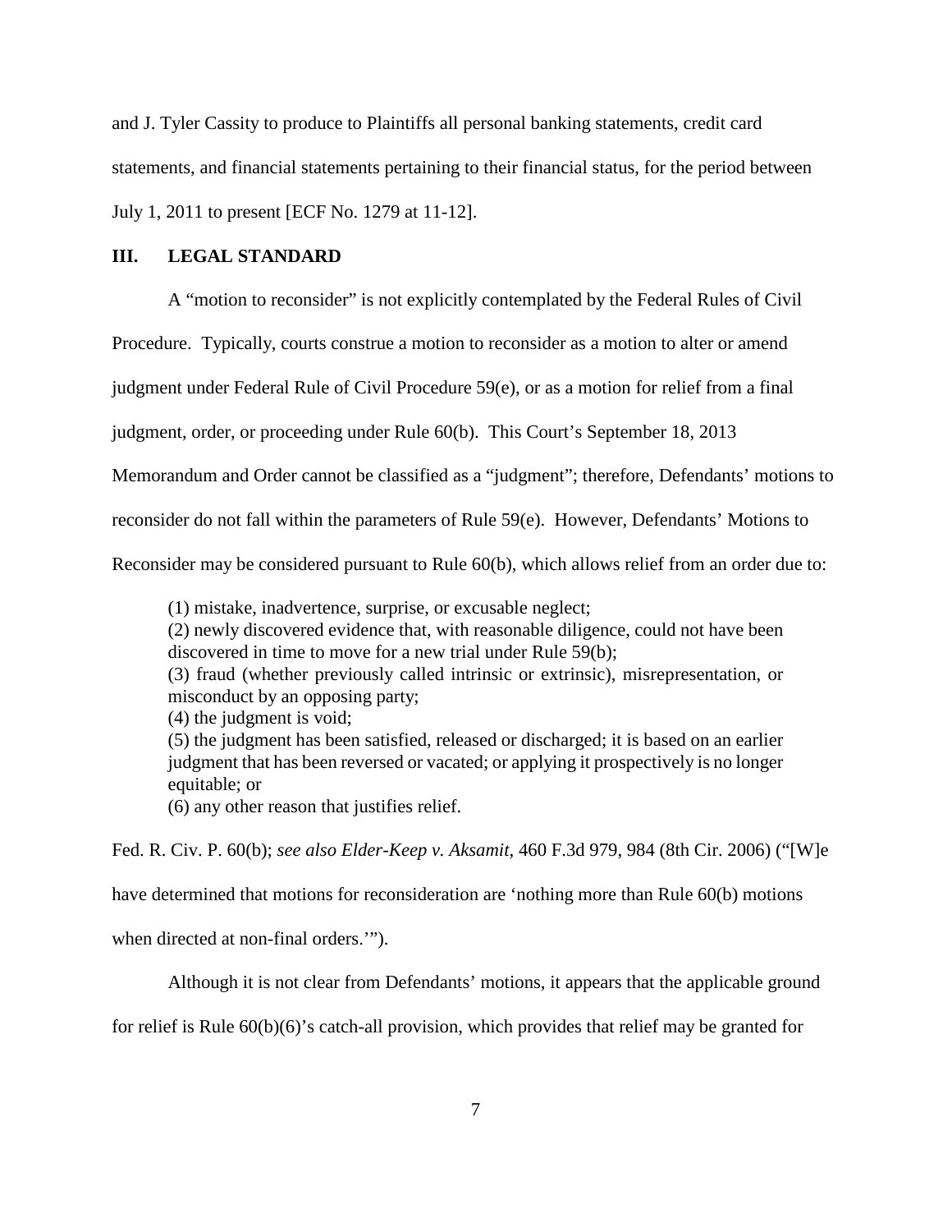and J. Tyler Cassity to produce to Plaintiffs all personal banking statements, credit card statements, and financial statements pertaining to their financial status, for the period between July 1, 2011 to present [ECF No. 1279 at 11-12].

## III. LEGAL STANDARD

A "motion to reconsider" is not explicitly contemplated by the Federal Rules of Civil Procedure. Typically, courts construe a motion to reconsider as a motion to alter or amend judgment under Federal Rule of Civil Procedure 59(e), or as a motion for relief from a final judgment, order, or proceeding under Rule 60(b). This Court's September 18, 2013 Memorandum and Order cannot be classified as a "judgment"; therefore, Defendants' motions to reconsider do not fall within the parameters of Rule 59(e). However, Defendants' Motions to Reconsider may be considered pursuant to Rule 60(b), which allows relief from an order due to:

> (1) mistake, inadvertence, surprise, or excusable neglect;
> (2) newly discovered evidence that, with reasonable diligence, could not have been discovered in time to move for a new trial under Rule 59(b);
> (3) fraud (whether previously called intrinsic or extrinsic), misrepresentation, or misconduct by an opposing party;
> (4) the judgment is void;
> (5) the judgment has been satisfied, released or discharged; it is based on an earlier judgment that has been reversed or vacated; or applying it prospectively is no longer equitable; or
> (6) any other reason that justifies relief.

Fed. R. Civ. P. 60(b); *see also Elder-Keep v. Aksamit*, 460 F.3d 979, 984 (8th Cir. 2006) ("[W]e have determined that motions for reconsideration are 'nothing more than Rule 60(b) motions when directed at non-final orders.'").

Although it is not clear from Defendants' motions, it appears that the applicable ground for relief is Rule 60(b)(6)'s catch-all provision, which provides that relief may be granted for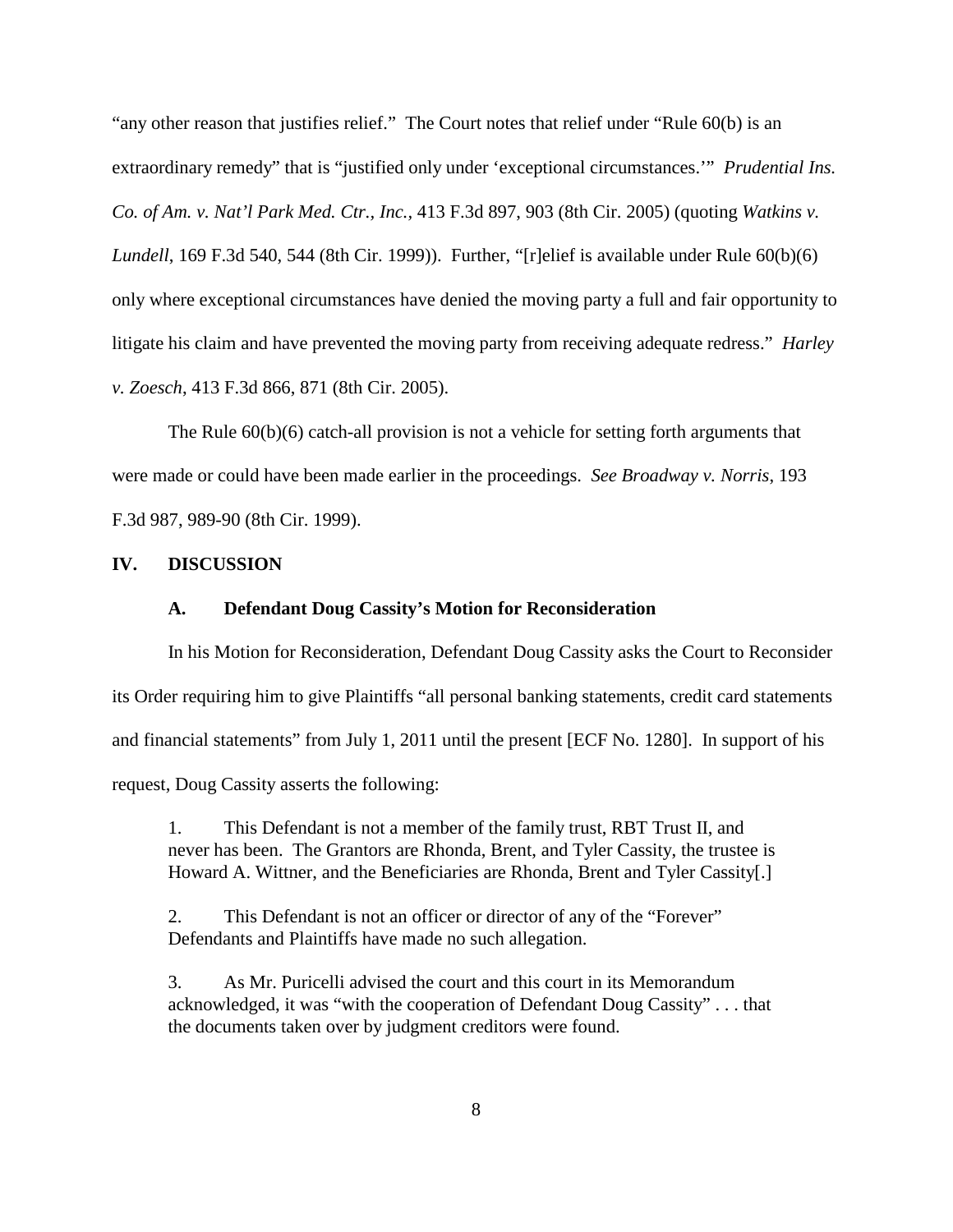"any other reason that justifies relief." The Court notes that relief under "Rule 60(b) is an extraordinary remedy" that is "justified only under 'exceptional circumstances.'" *Prudential Ins. Co. of Am. v. Nat'l Park Med. Ctr., Inc.*, 413 F.3d 897, 903 (8th Cir. 2005) (quoting *Watkins v. Lundell*, 169 F.3d 540, 544 (8th Cir. 1999)). Further, "[r]elief is available under Rule 60(b)(6) only where exceptional circumstances have denied the moving party a full and fair opportunity to litigate his claim and have prevented the moving party from receiving adequate redress." *Harley v. Zoesch*, 413 F.3d 866, 871 (8th Cir. 2005).

The Rule 60(b)(6) catch-all provision is not a vehicle for setting forth arguments that were made or could have been made earlier in the proceedings. *See Broadway v. Norris*, 193 F.3d 987, 989-90 (8th Cir. 1999).

## IV. DISCUSSION

### A. Defendant Doug Cassity's Motion for Reconsideration

In his Motion for Reconsideration, Defendant Doug Cassity asks the Court to Reconsider its Order requiring him to give Plaintiffs "all personal banking statements, credit card statements and financial statements" from July 1, 2011 until the present [ECF No. 1280]. In support of his request, Doug Cassity asserts the following:

> 1. This Defendant is not a member of the family trust, RBT Trust II, and never has been. The Grantors are Rhonda, Brent, and Tyler Cassity, the trustee is Howard A. Wittner, and the Beneficiaries are Rhonda, Brent and Tyler Cassity[.]
>
> 2. This Defendant is not an officer or director of any of the "Forever" Defendants and Plaintiffs have made no such allegation.
>
> 3. As Mr. Puricelli advised the court and this court in its Memorandum acknowledged, it was "with the cooperation of Defendant Doug Cassity" . . . that the documents taken over by judgment creditors were found.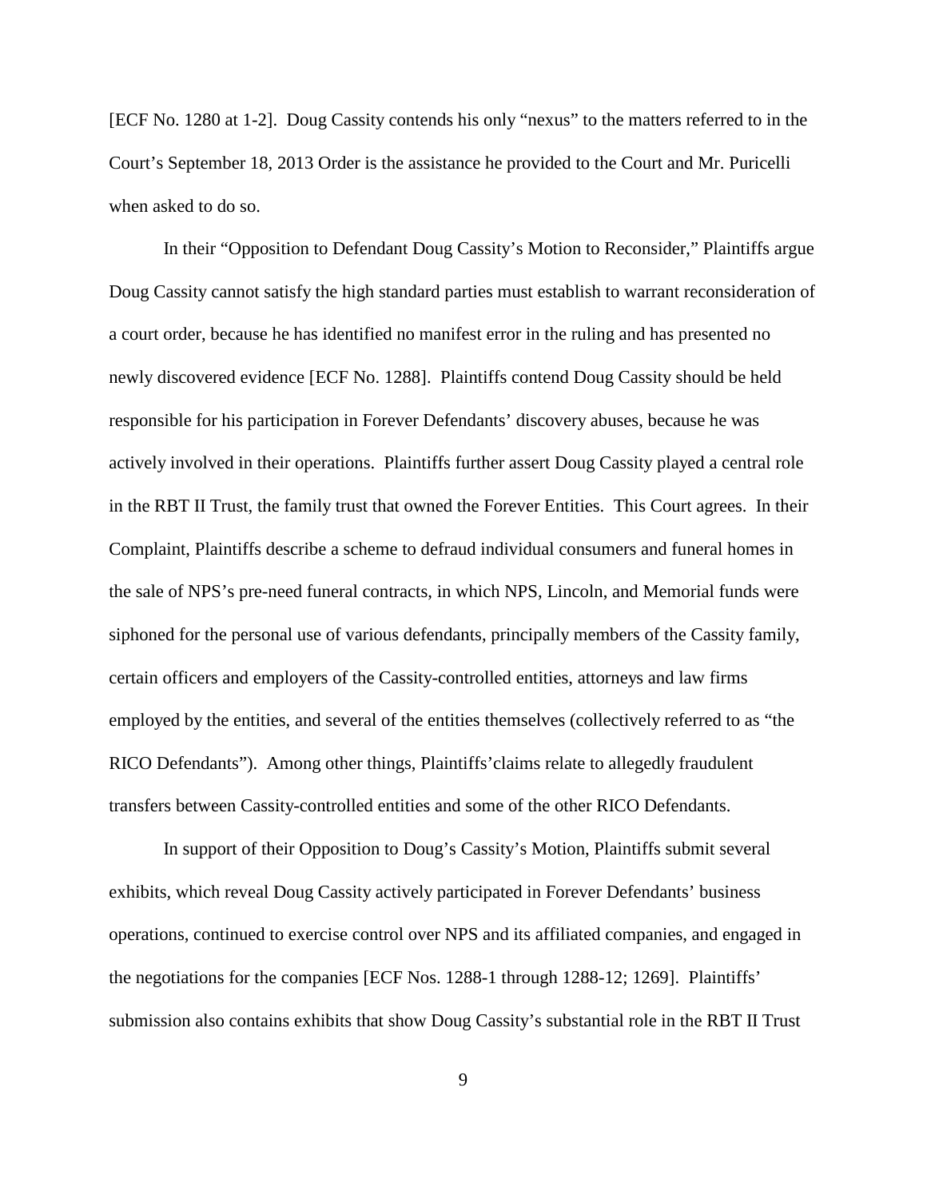[ECF No. 1280 at 1-2]. Doug Cassity contends his only "nexus" to the matters referred to in the Court's September 18, 2013 Order is the assistance he provided to the Court and Mr. Puricelli when asked to do so.

In their "Opposition to Defendant Doug Cassity's Motion to Reconsider," Plaintiffs argue Doug Cassity cannot satisfy the high standard parties must establish to warrant reconsideration of a court order, because he has identified no manifest error in the ruling and has presented no newly discovered evidence [ECF No. 1288]. Plaintiffs contend Doug Cassity should be held responsible for his participation in Forever Defendants' discovery abuses, because he was actively involved in their operations. Plaintiffs further assert Doug Cassity played a central role in the RBT II Trust, the family trust that owned the Forever Entities. This Court agrees. In their Complaint, Plaintiffs describe a scheme to defraud individual consumers and funeral homes in the sale of NPS's pre-need funeral contracts, in which NPS, Lincoln, and Memorial funds were siphoned for the personal use of various defendants, principally members of the Cassity family, certain officers and employers of the Cassity-controlled entities, attorneys and law firms employed by the entities, and several of the entities themselves (collectively referred to as "the RICO Defendants"). Among other things, Plaintiffs'claims relate to allegedly fraudulent transfers between Cassity-controlled entities and some of the other RICO Defendants.

In support of their Opposition to Doug's Cassity's Motion, Plaintiffs submit several exhibits, which reveal Doug Cassity actively participated in Forever Defendants' business operations, continued to exercise control over NPS and its affiliated companies, and engaged in the negotiations for the companies [ECF Nos. 1288-1 through 1288-12; 1269]. Plaintiffs' submission also contains exhibits that show Doug Cassity's substantial role in the RBT II Trust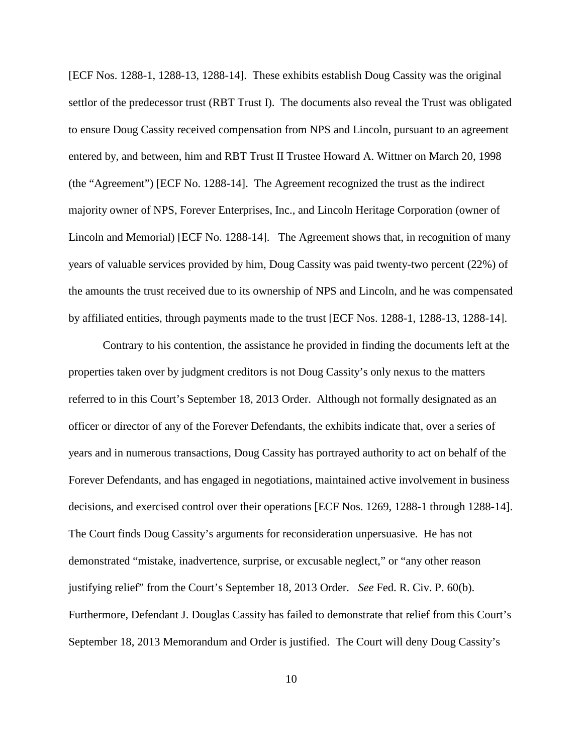[ECF Nos. 1288-1, 1288-13, 1288-14]. These exhibits establish Doug Cassity was the original settlor of the predecessor trust (RBT Trust I). The documents also reveal the Trust was obligated to ensure Doug Cassity received compensation from NPS and Lincoln, pursuant to an agreement entered by, and between, him and RBT Trust II Trustee Howard A. Wittner on March 20, 1998 (the "Agreement") [ECF No. 1288-14]. The Agreement recognized the trust as the indirect majority owner of NPS, Forever Enterprises, Inc., and Lincoln Heritage Corporation (owner of Lincoln and Memorial) [ECF No. 1288-14]. The Agreement shows that, in recognition of many years of valuable services provided by him, Doug Cassity was paid twenty-two percent (22%) of the amounts the trust received due to its ownership of NPS and Lincoln, and he was compensated by affiliated entities, through payments made to the trust [ECF Nos. 1288-1, 1288-13, 1288-14].

Contrary to his contention, the assistance he provided in finding the documents left at the properties taken over by judgment creditors is not Doug Cassity's only nexus to the matters referred to in this Court's September 18, 2013 Order. Although not formally designated as an officer or director of any of the Forever Defendants, the exhibits indicate that, over a series of years and in numerous transactions, Doug Cassity has portrayed authority to act on behalf of the Forever Defendants, and has engaged in negotiations, maintained active involvement in business decisions, and exercised control over their operations [ECF Nos. 1269, 1288-1 through 1288-14]. The Court finds Doug Cassity's arguments for reconsideration unpersuasive. He has not demonstrated "mistake, inadvertence, surprise, or excusable neglect," or "any other reason justifying relief" from the Court's September 18, 2013 Order. *See* Fed. R. Civ. P. 60(b). Furthermore, Defendant J. Douglas Cassity has failed to demonstrate that relief from this Court's September 18, 2013 Memorandum and Order is justified. The Court will deny Doug Cassity's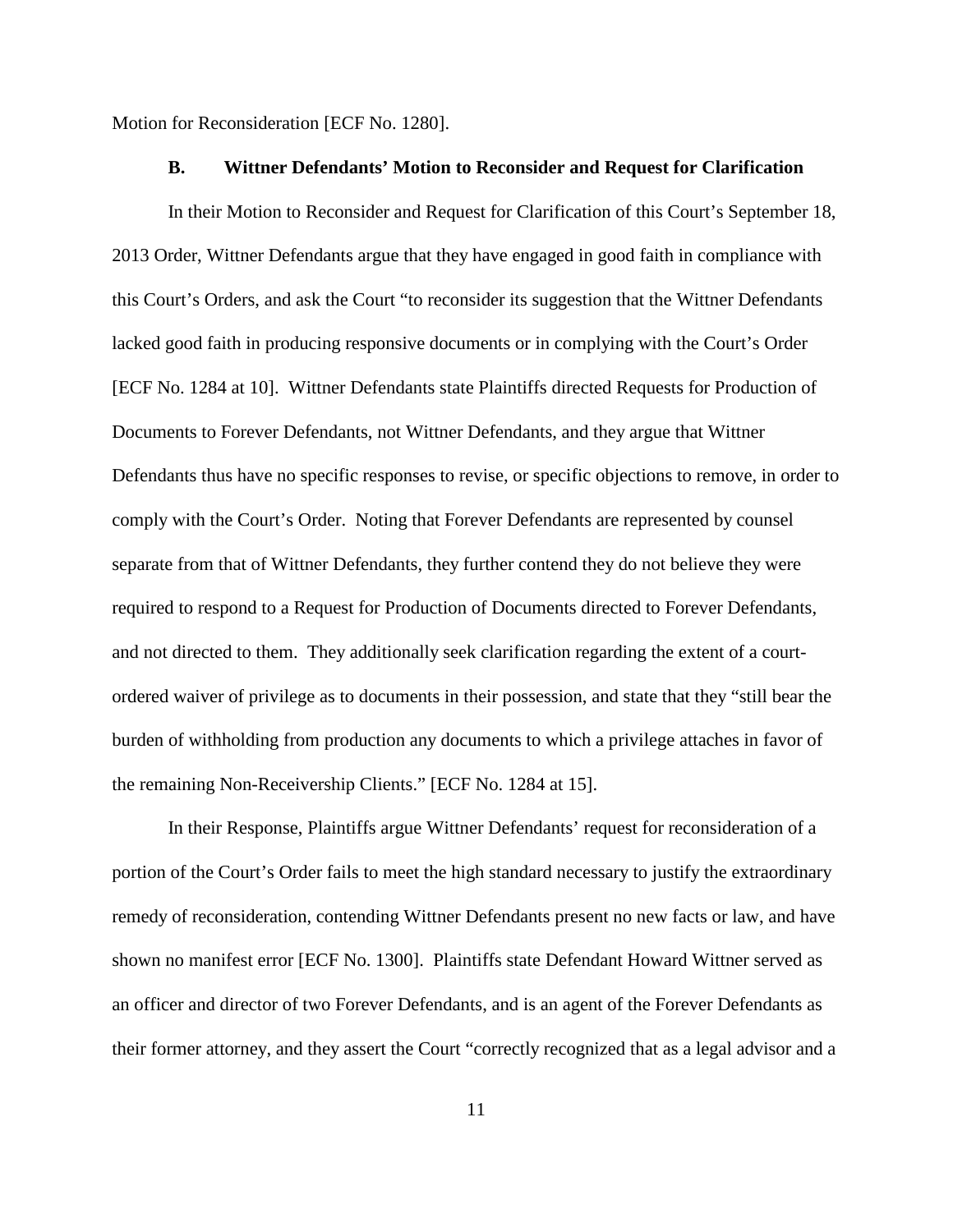Motion for Reconsideration [ECF No. 1280].

### B. Wittner Defendants' Motion to Reconsider and Request for Clarification

In their Motion to Reconsider and Request for Clarification of this Court's September 18, 2013 Order, Wittner Defendants argue that they have engaged in good faith in compliance with this Court's Orders, and ask the Court "to reconsider its suggestion that the Wittner Defendants lacked good faith in producing responsive documents or in complying with the Court's Order [ECF No. 1284 at 10]. Wittner Defendants state Plaintiffs directed Requests for Production of Documents to Forever Defendants, not Wittner Defendants, and they argue that Wittner Defendants thus have no specific responses to revise, or specific objections to remove, in order to comply with the Court's Order. Noting that Forever Defendants are represented by counsel separate from that of Wittner Defendants, they further contend they do not believe they were required to respond to a Request for Production of Documents directed to Forever Defendants, and not directed to them. They additionally seek clarification regarding the extent of a court-ordered waiver of privilege as to documents in their possession, and state that they "still bear the burden of withholding from production any documents to which a privilege attaches in favor of the remaining Non-Receivership Clients." [ECF No. 1284 at 15].

In their Response, Plaintiffs argue Wittner Defendants' request for reconsideration of a portion of the Court's Order fails to meet the high standard necessary to justify the extraordinary remedy of reconsideration, contending Wittner Defendants present no new facts or law, and have shown no manifest error [ECF No. 1300]. Plaintiffs state Defendant Howard Wittner served as an officer and director of two Forever Defendants, and is an agent of the Forever Defendants as their former attorney, and they assert the Court "correctly recognized that as a legal advisor and a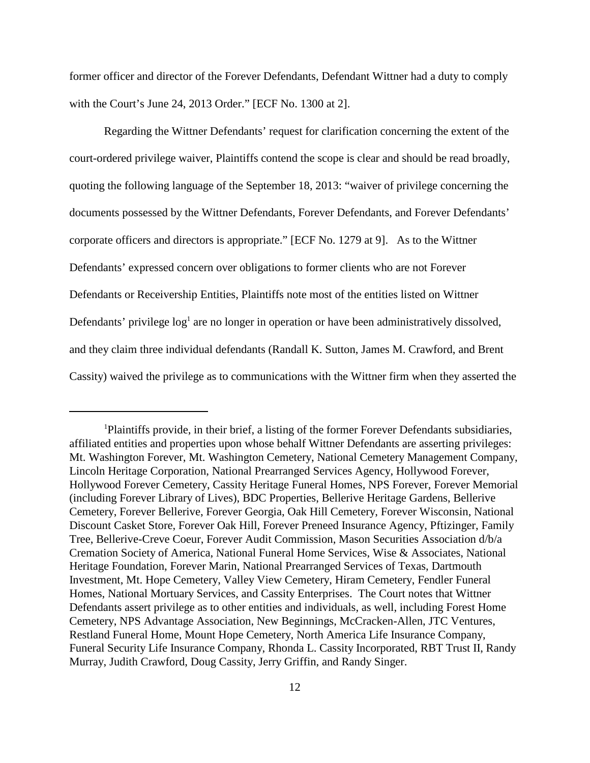former officer and director of the Forever Defendants, Defendant Wittner had a duty to comply with the Court's June 24, 2013 Order." [ECF No. 1300 at 2].

Regarding the Wittner Defendants' request for clarification concerning the extent of the court-ordered privilege waiver, Plaintiffs contend the scope is clear and should be read broadly, quoting the following language of the September 18, 2013: "waiver of privilege concerning the documents possessed by the Wittner Defendants, Forever Defendants, and Forever Defendants' corporate officers and directors is appropriate." [ECF No. 1279 at 9]. As to the Wittner Defendants' expressed concern over obligations to former clients who are not Forever Defendants or Receivership Entities, Plaintiffs note most of the entities listed on Wittner Defendants' privilege log[1] are no longer in operation or have been administratively dissolved, and they claim three individual defendants (Randall K. Sutton, James M. Crawford, and Brent Cassity) waived the privilege as to communications with the Wittner firm when they asserted the

---

[1] Plaintiffs provide, in their brief, a listing of the former Forever Defendants subsidiaries, affiliated entities and properties upon whose behalf Wittner Defendants are asserting privileges: Mt. Washington Forever, Mt. Washington Cemetery, National Cemetery Management Company, Lincoln Heritage Corporation, National Prearranged Services Agency, Hollywood Forever, Hollywood Forever Cemetery, Cassity Heritage Funeral Homes, NPS Forever, Forever Memorial (including Forever Library of Lives), BDC Properties, Bellerive Heritage Gardens, Bellerive Cemetery, Forever Bellerive, Forever Georgia, Oak Hill Cemetery, Forever Wisconsin, National Discount Casket Store, Forever Oak Hill, Forever Preneed Insurance Agency, Pftizinger, Family Tree, Bellerive-Creve Coeur, Forever Audit Commission, Mason Securities Association d/b/a Cremation Society of America, National Funeral Home Services, Wise & Associates, National Heritage Foundation, Forever Marin, National Prearranged Services of Texas, Dartmouth Investment, Mt. Hope Cemetery, Valley View Cemetery, Hiram Cemetery, Fendler Funeral Homes, National Mortuary Services, and Cassity Enterprises. The Court notes that Wittner Defendants assert privilege as to other entities and individuals, as well, including Forest Home Cemetery, NPS Advantage Association, New Beginnings, McCracken-Allen, JTC Ventures, Restland Funeral Home, Mount Hope Cemetery, North America Life Insurance Company, Funeral Security Life Insurance Company, Rhonda L. Cassity Incorporated, RBT Trust II, Randy Murray, Judith Crawford, Doug Cassity, Jerry Griffin, and Randy Singer.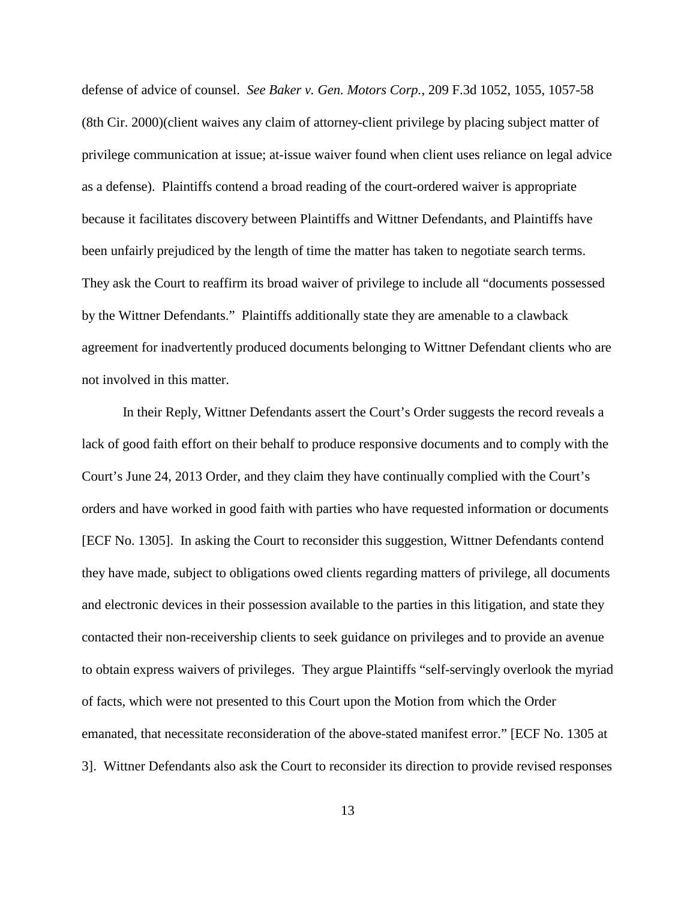defense of advice of counsel. *See Baker v. Gen. Motors Corp.*, 209 F.3d 1052, 1055, 1057-58 (8th Cir. 2000)(client waives any claim of attorney-client privilege by placing subject matter of privilege communication at issue; at-issue waiver found when client uses reliance on legal advice as a defense). Plaintiffs contend a broad reading of the court-ordered waiver is appropriate because it facilitates discovery between Plaintiffs and Wittner Defendants, and Plaintiffs have been unfairly prejudiced by the length of time the matter has taken to negotiate search terms. They ask the Court to reaffirm its broad waiver of privilege to include all "documents possessed by the Wittner Defendants." Plaintiffs additionally state they are amenable to a clawback agreement for inadvertently produced documents belonging to Wittner Defendant clients who are not involved in this matter.

In their Reply, Wittner Defendants assert the Court's Order suggests the record reveals a lack of good faith effort on their behalf to produce responsive documents and to comply with the Court's June 24, 2013 Order, and they claim they have continually complied with the Court's orders and have worked in good faith with parties who have requested information or documents [ECF No. 1305]. In asking the Court to reconsider this suggestion, Wittner Defendants contend they have made, subject to obligations owed clients regarding matters of privilege, all documents and electronic devices in their possession available to the parties in this litigation, and state they contacted their non-receivership clients to seek guidance on privileges and to provide an avenue to obtain express waivers of privileges. They argue Plaintiffs "self-servingly overlook the myriad of facts, which were not presented to this Court upon the Motion from which the Order emanated, that necessitate reconsideration of the above-stated manifest error." [ECF No. 1305 at 3]. Wittner Defendants also ask the Court to reconsider its direction to provide revised responses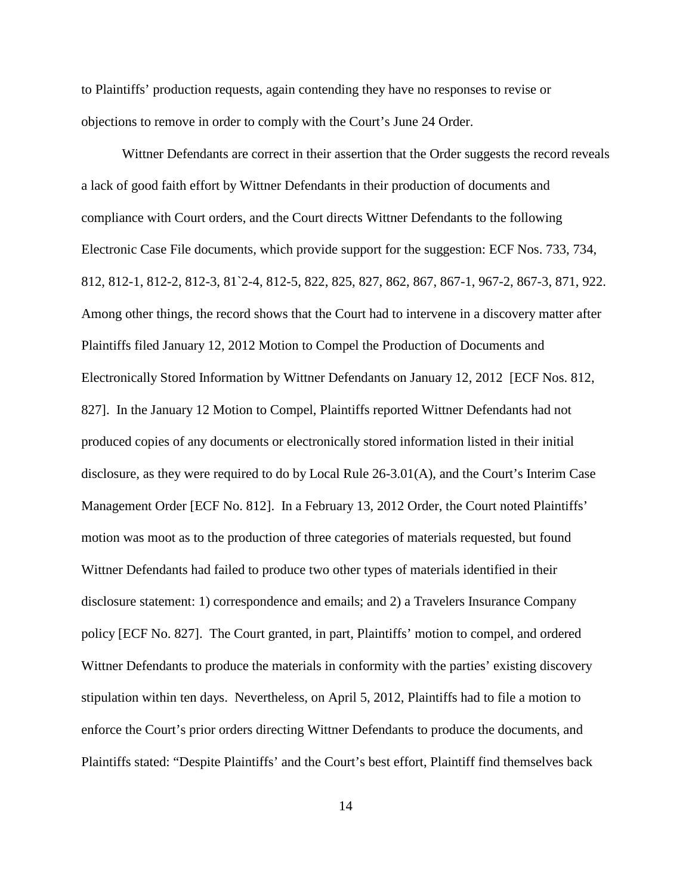to Plaintiffs' production requests, again contending they have no responses to revise or objections to remove in order to comply with the Court's June 24 Order.

Wittner Defendants are correct in their assertion that the Order suggests the record reveals a lack of good faith effort by Wittner Defendants in their production of documents and compliance with Court orders, and the Court directs Wittner Defendants to the following Electronic Case File documents, which provide support for the suggestion: ECF Nos. 733, 734, 812, 812-1, 812-2, 812-3, 81`2-4, 812-5, 822, 825, 827, 862, 867, 867-1, 967-2, 867-3, 871, 922. Among other things, the record shows that the Court had to intervene in a discovery matter after Plaintiffs filed January 12, 2012 Motion to Compel the Production of Documents and Electronically Stored Information by Wittner Defendants on January 12, 2012 [ECF Nos. 812, 827]. In the January 12 Motion to Compel, Plaintiffs reported Wittner Defendants had not produced copies of any documents or electronically stored information listed in their initial disclosure, as they were required to do by Local Rule 26-3.01(A), and the Court's Interim Case Management Order [ECF No. 812]. In a February 13, 2012 Order, the Court noted Plaintiffs' motion was moot as to the production of three categories of materials requested, but found Wittner Defendants had failed to produce two other types of materials identified in their disclosure statement: 1) correspondence and emails; and 2) a Travelers Insurance Company policy [ECF No. 827]. The Court granted, in part, Plaintiffs' motion to compel, and ordered Wittner Defendants to produce the materials in conformity with the parties' existing discovery stipulation within ten days. Nevertheless, on April 5, 2012, Plaintiffs had to file a motion to enforce the Court's prior orders directing Wittner Defendants to produce the documents, and Plaintiffs stated: "Despite Plaintiffs' and the Court's best effort, Plaintiff find themselves back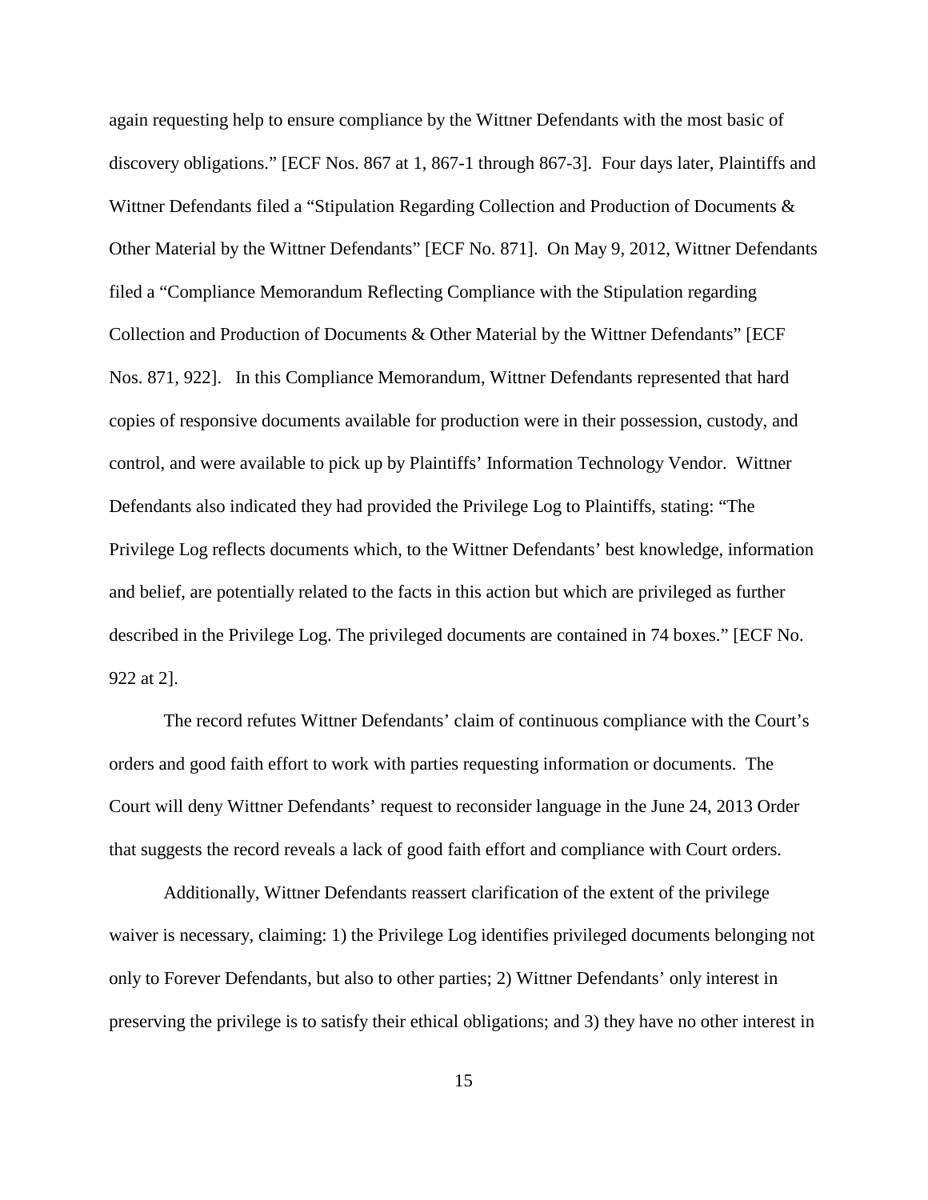again requesting help to ensure compliance by the Wittner Defendants with the most basic of discovery obligations." [ECF Nos. 867 at 1, 867-1 through 867-3]. Four days later, Plaintiffs and Wittner Defendants filed a "Stipulation Regarding Collection and Production of Documents & Other Material by the Wittner Defendants" [ECF No. 871]. On May 9, 2012, Wittner Defendants filed a "Compliance Memorandum Reflecting Compliance with the Stipulation regarding Collection and Production of Documents & Other Material by the Wittner Defendants" [ECF Nos. 871, 922]. In this Compliance Memorandum, Wittner Defendants represented that hard copies of responsive documents available for production were in their possession, custody, and control, and were available to pick up by Plaintiffs' Information Technology Vendor. Wittner Defendants also indicated they had provided the Privilege Log to Plaintiffs, stating: "The Privilege Log reflects documents which, to the Wittner Defendants' best knowledge, information and belief, are potentially related to the facts in this action but which are privileged as further described in the Privilege Log. The privileged documents are contained in 74 boxes." [ECF No. 922 at 2].

The record refutes Wittner Defendants' claim of continuous compliance with the Court's orders and good faith effort to work with parties requesting information or documents. The Court will deny Wittner Defendants' request to reconsider language in the June 24, 2013 Order that suggests the record reveals a lack of good faith effort and compliance with Court orders.

Additionally, Wittner Defendants reassert clarification of the extent of the privilege waiver is necessary, claiming: 1) the Privilege Log identifies privileged documents belonging not only to Forever Defendants, but also to other parties; 2) Wittner Defendants' only interest in preserving the privilege is to satisfy their ethical obligations; and 3) they have no other interest in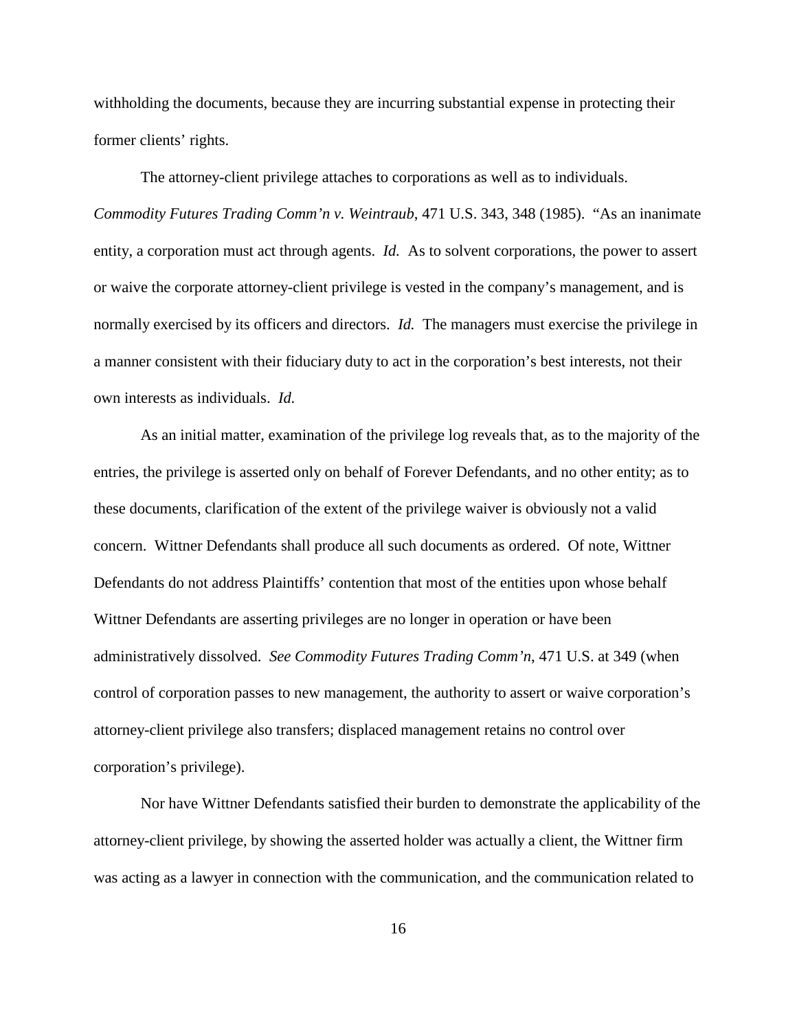withholding the documents, because they are incurring substantial expense in protecting their former clients' rights.

The attorney-client privilege attaches to corporations as well as to individuals. *Commodity Futures Trading Comm'n v. Weintraub*, 471 U.S. 343, 348 (1985). "As an inanimate entity, a corporation must act through agents. *Id.* As to solvent corporations, the power to assert or waive the corporate attorney-client privilege is vested in the company's management, and is normally exercised by its officers and directors. *Id.* The managers must exercise the privilege in a manner consistent with their fiduciary duty to act in the corporation's best interests, not their own interests as individuals. *Id.*

As an initial matter, examination of the privilege log reveals that, as to the majority of the entries, the privilege is asserted only on behalf of Forever Defendants, and no other entity; as to these documents, clarification of the extent of the privilege waiver is obviously not a valid concern. Wittner Defendants shall produce all such documents as ordered. Of note, Wittner Defendants do not address Plaintiffs' contention that most of the entities upon whose behalf Wittner Defendants are asserting privileges are no longer in operation or have been administratively dissolved. *See Commodity Futures Trading Comm'n*, 471 U.S. at 349 (when control of corporation passes to new management, the authority to assert or waive corporation's attorney-client privilege also transfers; displaced management retains no control over corporation's privilege).

Nor have Wittner Defendants satisfied their burden to demonstrate the applicability of the attorney-client privilege, by showing the asserted holder was actually a client, the Wittner firm was acting as a lawyer in connection with the communication, and the communication related to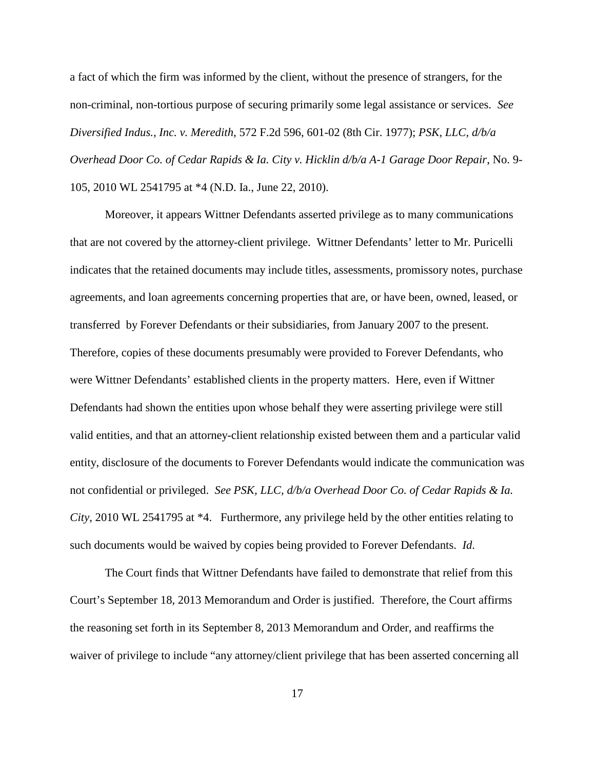a fact of which the firm was informed by the client, without the presence of strangers, for the non-criminal, non-tortious purpose of securing primarily some legal assistance or services. *See Diversified Indus., Inc. v. Meredith*, 572 F.2d 596, 601-02 (8th Cir. 1977); *PSK, LLC, d/b/a Overhead Door Co. of Cedar Rapids & Ia. City v. Hicklin d/b/a A-1 Garage Door Repair*, No. 9-105, 2010 WL 2541795 at *4 (N.D. Ia., June 22, 2010).

Moreover, it appears Wittner Defendants asserted privilege as to many communications that are not covered by the attorney-client privilege. Wittner Defendants' letter to Mr. Puricelli indicates that the retained documents may include titles, assessments, promissory notes, purchase agreements, and loan agreements concerning properties that are, or have been, owned, leased, or transferred by Forever Defendants or their subsidiaries, from January 2007 to the present. Therefore, copies of these documents presumably were provided to Forever Defendants, who were Wittner Defendants' established clients in the property matters. Here, even if Wittner Defendants had shown the entities upon whose behalf they were asserting privilege were still valid entities, and that an attorney-client relationship existed between them and a particular valid entity, disclosure of the documents to Forever Defendants would indicate the communication was not confidential or privileged. *See PSK, LLC, d/b/a Overhead Door Co. of Cedar Rapids & Ia. City*, 2010 WL 2541795 at *4. Furthermore, any privilege held by the other entities relating to such documents would be waived by copies being provided to Forever Defendants. *Id*.

The Court finds that Wittner Defendants have failed to demonstrate that relief from this Court's September 18, 2013 Memorandum and Order is justified. Therefore, the Court affirms the reasoning set forth in its September 8, 2013 Memorandum and Order, and reaffirms the waiver of privilege to include "any attorney/client privilege that has been asserted concerning all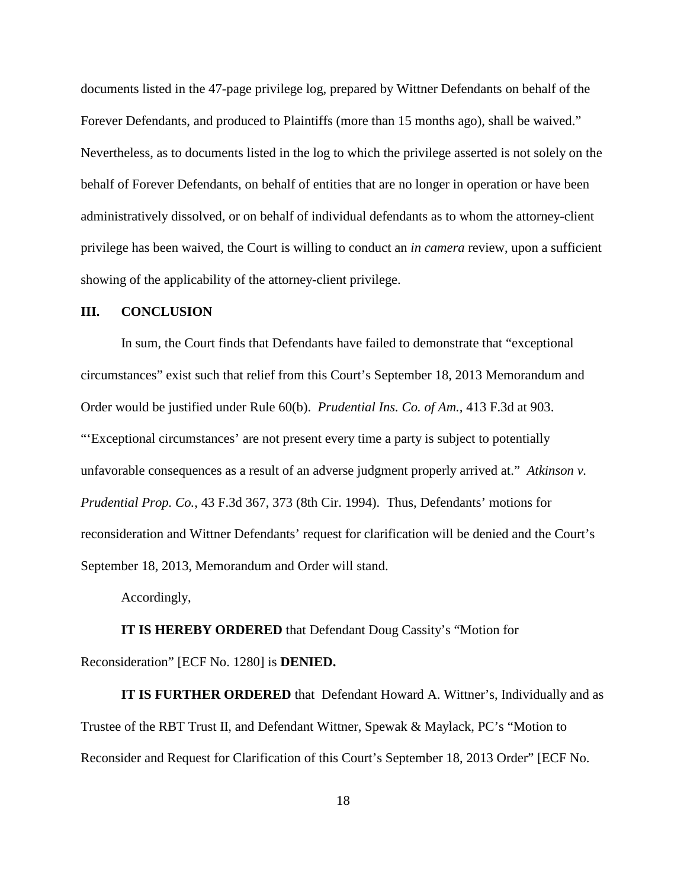documents listed in the 47-page privilege log, prepared by Wittner Defendants on behalf of the Forever Defendants, and produced to Plaintiffs (more than 15 months ago), shall be waived." Nevertheless, as to documents listed in the log to which the privilege asserted is not solely on the behalf of Forever Defendants, on behalf of entities that are no longer in operation or have been administratively dissolved, or on behalf of individual defendants as to whom the attorney-client privilege has been waived, the Court is willing to conduct an *in camera* review, upon a sufficient showing of the applicability of the attorney-client privilege.

## III. CONCLUSION

In sum, the Court finds that Defendants have failed to demonstrate that "exceptional circumstances" exist such that relief from this Court's September 18, 2013 Memorandum and Order would be justified under Rule 60(b). *Prudential Ins. Co. of Am.*, 413 F.3d at 903. "'Exceptional circumstances' are not present every time a party is subject to potentially unfavorable consequences as a result of an adverse judgment properly arrived at." *Atkinson v. Prudential Prop. Co.*, 43 F.3d 367, 373 (8th Cir. 1994). Thus, Defendants' motions for reconsideration and Wittner Defendants' request for clarification will be denied and the Court's September 18, 2013, Memorandum and Order will stand.

Accordingly,

**IT IS HEREBY ORDERED** that Defendant Doug Cassity's "Motion for Reconsideration" [ECF No. 1280] is **DENIED.**

**IT IS FURTHER ORDERED** that Defendant Howard A. Wittner's, Individually and as Trustee of the RBT Trust II, and Defendant Wittner, Spewak & Maylack, PC's "Motion to Reconsider and Request for Clarification of this Court's September 18, 2013 Order" [ECF No.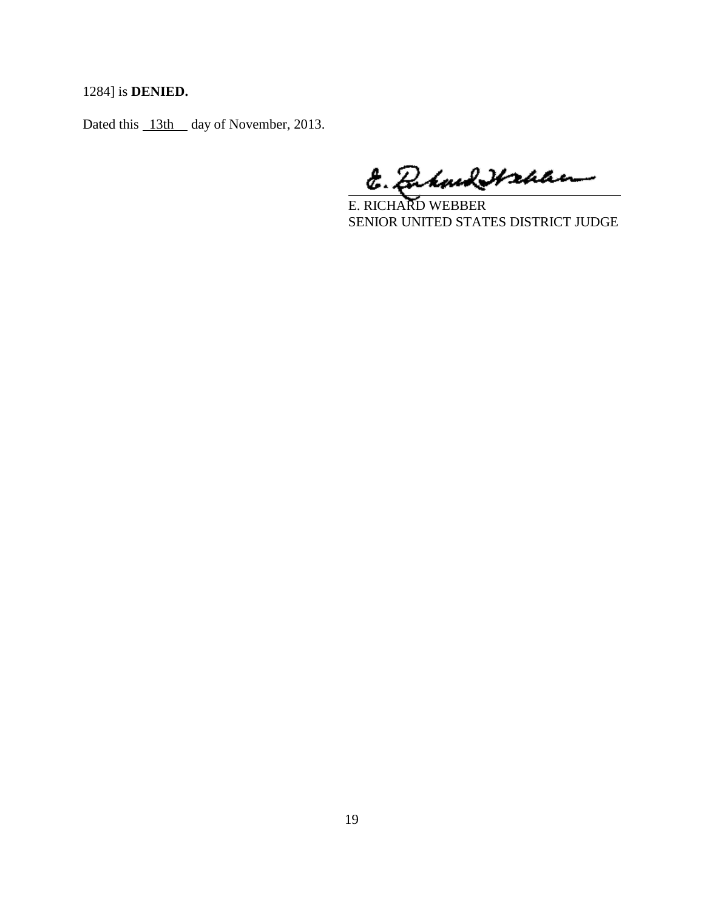1284] is **DENIED.**

Dated this 13th day of November, 2013.

E. RICHARD WEBBER
SENIOR UNITED STATES DISTRICT JUDGE